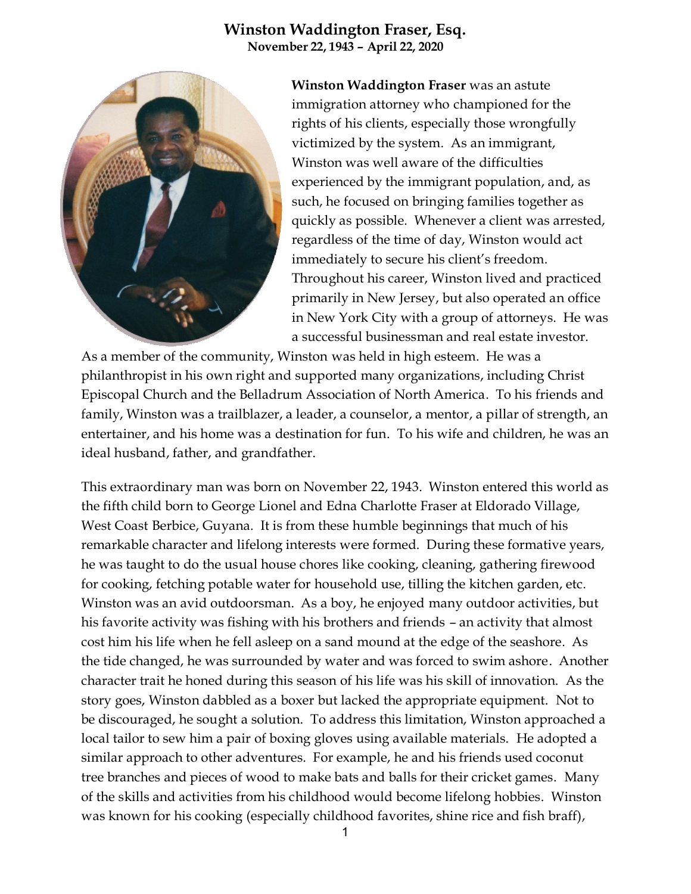# Winston Waddington Fraser, Esq.

**November 22, 1943 – April 22, 2020**

**Winston Waddington Fraser** was an astute immigration attorney who championed for the rights of his clients, especially those wrongfully victimized by the system. As an immigrant, Winston was well aware of the difficulties experienced by the immigrant population, and, as such, he focused on bringing families together as quickly as possible. Whenever a client was arrested, regardless of the time of day, Winston would act immediately to secure his client's freedom. Throughout his career, Winston lived and practiced primarily in New Jersey, but also operated an office in New York City with a group of attorneys. He was a successful businessman and real estate investor. As a member of the community, Winston was held in high esteem. He was a philanthropist in his own right and supported many organizations, including Christ Episcopal Church and the Belladrum Association of North America. To his friends and family, Winston was a trailblazer, a leader, a counselor, a mentor, a pillar of strength, an entertainer, and his home was a destination for fun. To his wife and children, he was an ideal husband, father, and grandfather.

This extraordinary man was born on November 22, 1943. Winston entered this world as the fifth child born to George Lionel and Edna Charlotte Fraser at Eldorado Village, West Coast Berbice, Guyana. It is from these humble beginnings that much of his remarkable character and lifelong interests were formed. During these formative years, he was taught to do the usual house chores like cooking, cleaning, gathering firewood for cooking, fetching potable water for household use, tilling the kitchen garden, etc. Winston was an avid outdoorsman. As a boy, he enjoyed many outdoor activities, but his favorite activity was fishing with his brothers and friends – an activity that almost cost him his life when he fell asleep on a sand mound at the edge of the seashore. As the tide changed, he was surrounded by water and was forced to swim ashore. Another character trait he honed during this season of his life was his skill of innovation. As the story goes, Winston dabbled as a boxer but lacked the appropriate equipment. Not to be discouraged, he sought a solution. To address this limitation, Winston approached a local tailor to sew him a pair of boxing gloves using available materials. He adopted a similar approach to other adventures. For example, he and his friends used coconut tree branches and pieces of wood to make bats and balls for their cricket games. Many of the skills and activities from his childhood would become lifelong hobbies. Winston was known for his cooking (especially childhood favorites, shine rice and fish braff),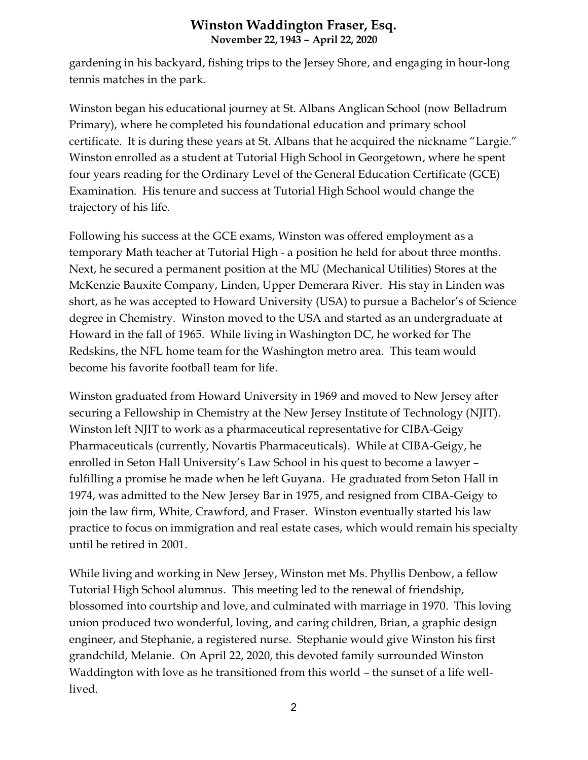gardening in his backyard, fishing trips to the Jersey Shore, and engaging in hour-long tennis matches in the park.

Winston began his educational journey at St. Albans Anglican School (now Belladrum Primary), where he completed his foundational education and primary school certificate. It is during these years at St. Albans that he acquired the nickname "Largie." Winston enrolled as a student at Tutorial High School in Georgetown, where he spent four years reading for the Ordinary Level of the General Education Certificate (GCE) Examination. His tenure and success at Tutorial High School would change the trajectory of his life.

Following his success at the GCE exams, Winston was offered employment as a temporary Math teacher at Tutorial High - a position he held for about three months. Next, he secured a permanent position at the MU (Mechanical Utilities) Stores at the McKenzie Bauxite Company, Linden, Upper Demerara River. His stay in Linden was short, as he was accepted to Howard University (USA) to pursue a Bachelor's of Science degree in Chemistry. Winston moved to the USA and started as an undergraduate at Howard in the fall of 1965. While living in Washington DC, he worked for The Redskins, the NFL home team for the Washington metro area. This team would become his favorite football team for life.

Winston graduated from Howard University in 1969 and moved to New Jersey after securing a Fellowship in Chemistry at the New Jersey Institute of Technology (NJIT). Winston left NJIT to work as a pharmaceutical representative for CIBA-Geigy Pharmaceuticals (currently, Novartis Pharmaceuticals). While at CIBA-Geigy, he enrolled in Seton Hall University's Law School in his quest to become a lawyer – fulfilling a promise he made when he left Guyana. He graduated from Seton Hall in 1974, was admitted to the New Jersey Bar in 1975, and resigned from CIBA-Geigy to join the law firm, White, Crawford, and Fraser. Winston eventually started his law practice to focus on immigration and real estate cases, which would remain his specialty until he retired in 2001.

While living and working in New Jersey, Winston met Ms. Phyllis Denbow, a fellow Tutorial High School alumnus. This meeting led to the renewal of friendship, blossomed into courtship and love, and culminated with marriage in 1970. This loving union produced two wonderful, loving, and caring children, Brian, a graphic design engineer, and Stephanie, a registered nurse. Stephanie would give Winston his first grandchild, Melanie. On April 22, 2020, this devoted family surrounded Winston Waddington with love as he transitioned from this world – the sunset of a life well-lived.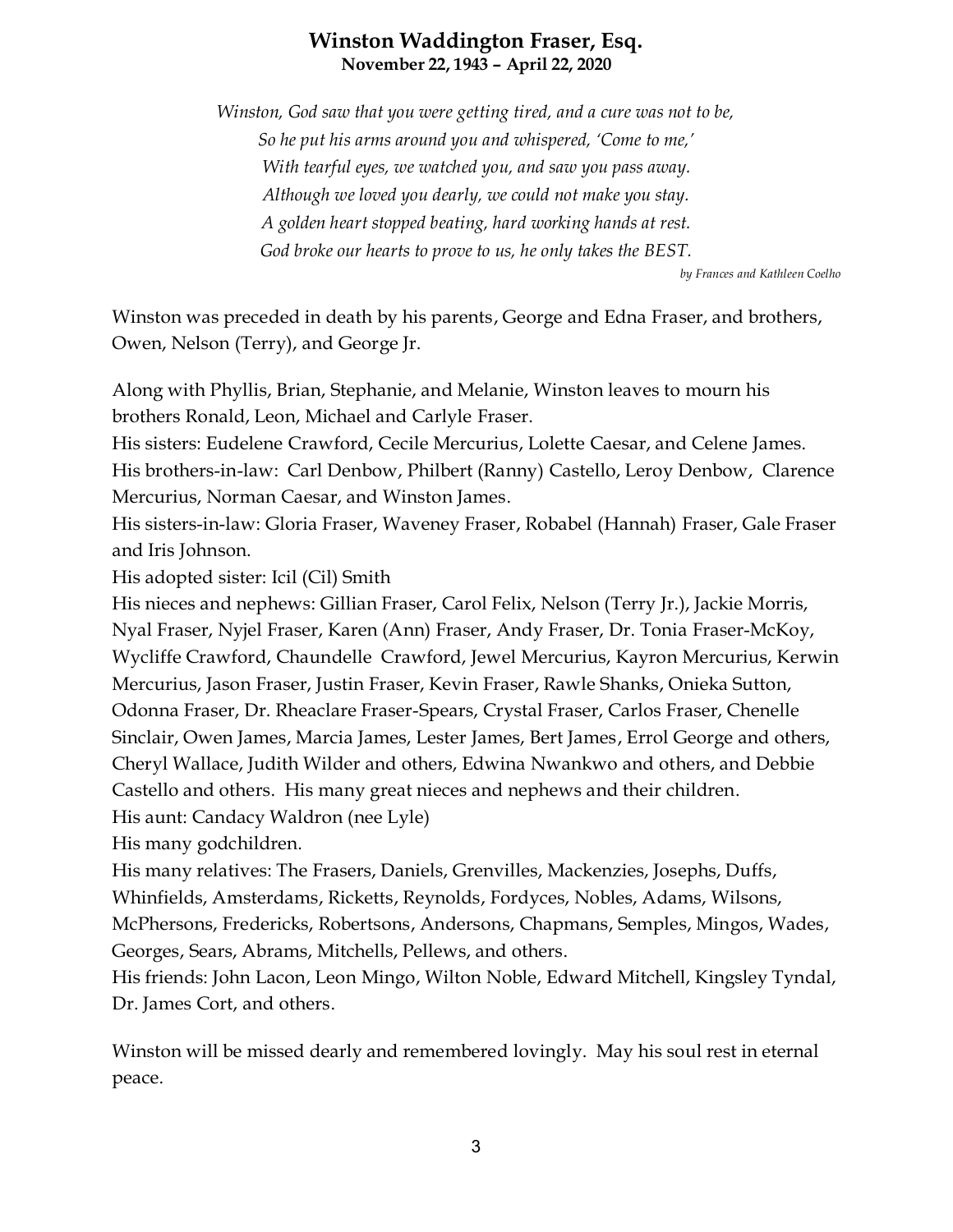# Winston Waddington Fraser, Esq.

**November 22, 1943 – April 22, 2020**

*Winston, God saw that you were getting tired, and a cure was not to be,*
*So he put his arms around you and whispered, 'Come to me,'*
*With tearful eyes, we watched you, and saw you pass away.*
*Although we loved you dearly, we could not make you stay.*
*A golden heart stopped beating, hard working hands at rest.*
*God broke our hearts to prove to us, he only takes the BEST.*

*by Frances and Kathleen Coelho*

Winston was preceded in death by his parents, George and Edna Fraser, and brothers, Owen, Nelson (Terry), and George Jr.

Along with Phyllis, Brian, Stephanie, and Melanie, Winston leaves to mourn his brothers Ronald, Leon, Michael and Carlyle Fraser.
His sisters: Eudelene Crawford, Cecile Mercurius, Lolette Caesar, and Celene James.
His brothers-in-law: Carl Denbow, Philbert (Ranny) Castello, Leroy Denbow, Clarence Mercurius, Norman Caesar, and Winston James.
His sisters-in-law: Gloria Fraser, Waveney Fraser, Robabel (Hannah) Fraser, Gale Fraser and Iris Johnson.
His adopted sister: Icil (Cil) Smith
His nieces and nephews: Gillian Fraser, Carol Felix, Nelson (Terry Jr.), Jackie Morris, Nyal Fraser, Nyjel Fraser, Karen (Ann) Fraser, Andy Fraser, Dr. Tonia Fraser-McKoy, Wycliffe Crawford, Chaundelle Crawford, Jewel Mercurius, Kayron Mercurius, Kerwin Mercurius, Jason Fraser, Justin Fraser, Kevin Fraser, Rawle Shanks, Onieka Sutton, Odonna Fraser, Dr. Rheaclare Fraser-Spears, Crystal Fraser, Carlos Fraser, Chenelle Sinclair, Owen James, Marcia James, Lester James, Bert James, Errol George and others, Cheryl Wallace, Judith Wilder and others, Edwina Nwankwo and others, and Debbie Castello and others. His many great nieces and nephews and their children.
His aunt: Candacy Waldron (nee Lyle)
His many godchildren.
His many relatives: The Frasers, Daniels, Grenvilles, Mackenzies, Josephs, Duffs, Whinfields, Amsterdams, Ricketts, Reynolds, Fordyces, Nobles, Adams, Wilsons, McPhersons, Fredericks, Robertsons, Andersons, Chapmans, Semples, Mingos, Wades, Georges, Sears, Abrams, Mitchells, Pellews, and others.
His friends: John Lacon, Leon Mingo, Wilton Noble, Edward Mitchell, Kingsley Tyndal, Dr. James Cort, and others.

Winston will be missed dearly and remembered lovingly. May his soul rest in eternal peace.